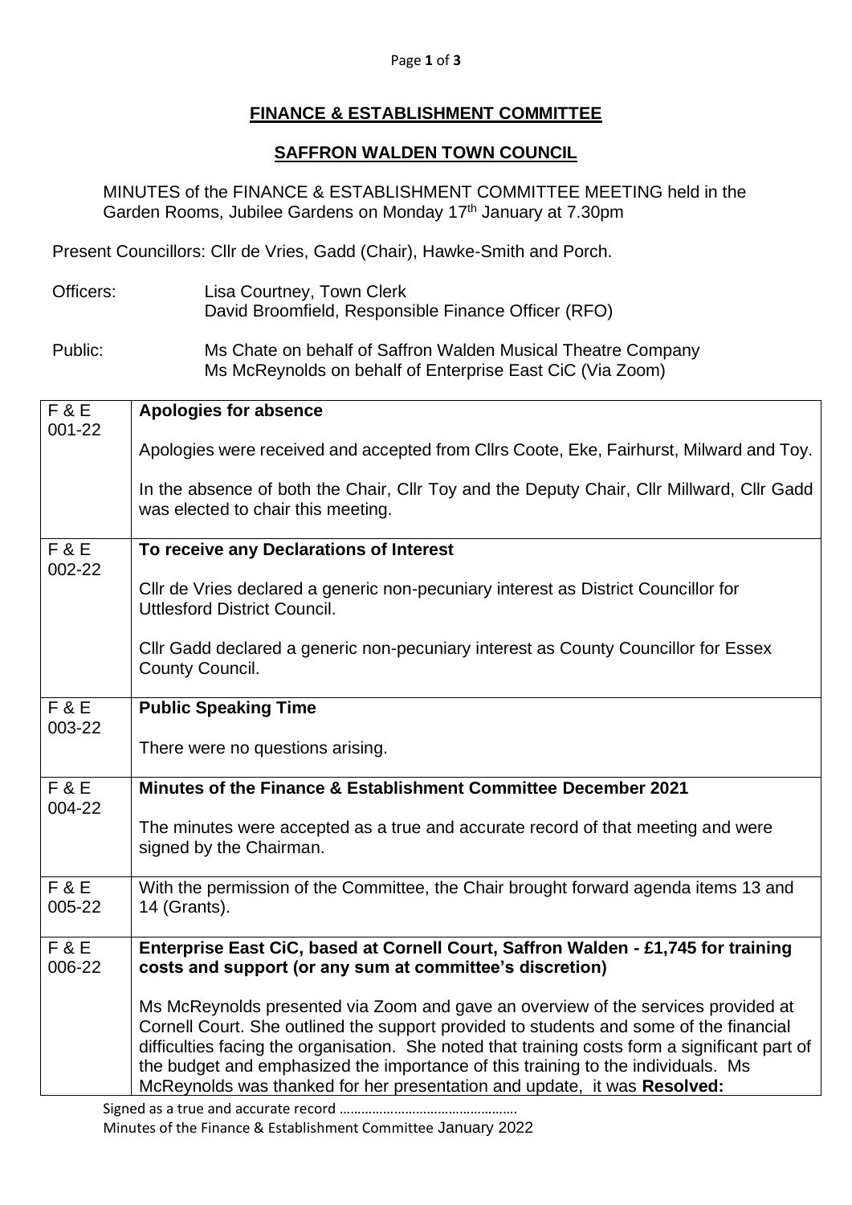## FINANCE & ESTABLISHMENT COMMITTEE

## SAFFRON WALDEN TOWN COUNCIL

MINUTES of the FINANCE & ESTABLISHMENT COMMITTEE MEETING held in the Garden Rooms, Jubilee Gardens on Monday 17th January at 7.30pm

Present Councillors: Cllr de Vries, Gadd (Chair), Hawke-Smith and Porch.

Officers: Lisa Courtney, Town Clerk
David Broomfield, Responsible Finance Officer (RFO)

Public: Ms Chate on behalf of Saffron Walden Musical Theatre Company
Ms McReynolds on behalf of Enterprise East CiC (Via Zoom)

| | |
|---|---|
| F & E 001-22 | **Apologies for absence**<br><br>Apologies were received and accepted from Cllrs Coote, Eke, Fairhurst, Milward and Toy.<br><br>In the absence of both the Chair, Cllr Toy and the Deputy Chair, Cllr Millward, Cllr Gadd was elected to chair this meeting. |
| F & E 002-22 | **To receive any Declarations of Interest**<br><br>Cllr de Vries declared a generic non-pecuniary interest as District Councillor for Uttlesford District Council.<br><br>Cllr Gadd declared a generic non-pecuniary interest as County Councillor for Essex County Council. |
| F & E 003-22 | **Public Speaking Time**<br><br>There were no questions arising. |
| F & E 004-22 | **Minutes of the Finance & Establishment Committee December 2021**<br><br>The minutes were accepted as a true and accurate record of that meeting and were signed by the Chairman. |
| F & E 005-22 | With the permission of the Committee, the Chair brought forward agenda items 13 and 14 (Grants). |
| F & E 006-22 | **Enterprise East CiC, based at Cornell Court, Saffron Walden - £1,745 for training costs and support (or any sum at committee's discretion)**<br><br>Ms McReynolds presented via Zoom and gave an overview of the services provided at Cornell Court. She outlined the support provided to students and some of the financial difficulties facing the organisation. She noted that training costs form a significant part of the budget and emphasized the importance of this training to the individuals. Ms McReynolds was thanked for her presentation and update, it was **Resolved:** |

Signed as a true and accurate record ……………………………………….
Minutes of the Finance & Establishment Committee January 2022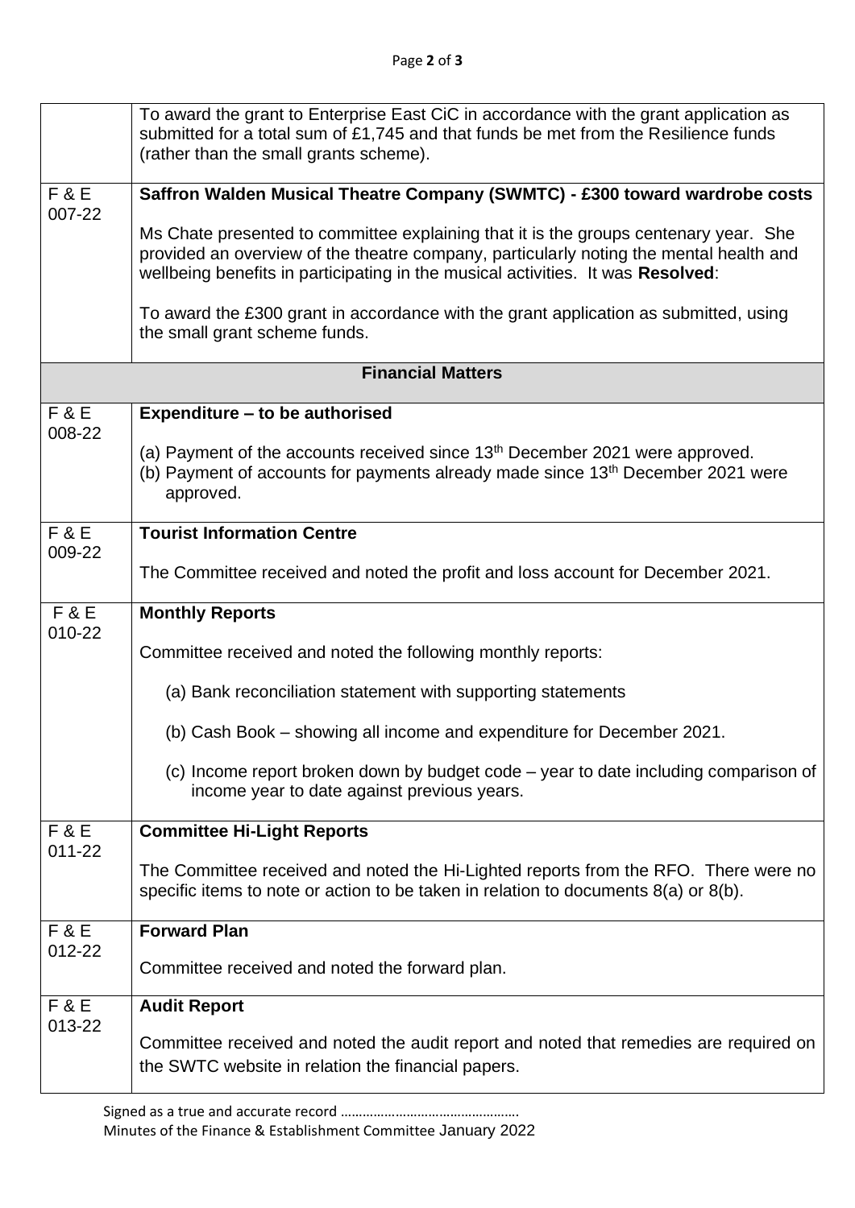| | |
|---|---|
| | To award the grant to Enterprise East CiC in accordance with the grant application as submitted for a total sum of £1,745 and that funds be met from the Resilience funds (rather than the small grants scheme). |
| F & E 007-22 | **Saffron Walden Musical Theatre Company (SWMTC) - £300 toward wardrobe costs**<br><br>Ms Chate presented to committee explaining that it is the groups centenary year. She provided an overview of the theatre company, particularly noting the mental health and wellbeing benefits in participating in the musical activities. It was **Resolved**:<br><br>To award the £300 grant in accordance with the grant application as submitted, using the small grant scheme funds. |
| **Financial Matters** | |
| F & E 008-22 | **Expenditure – to be authorised**<br><br>(a) Payment of the accounts received since 13th December 2021 were approved.<br>(b) Payment of accounts for payments already made since 13th December 2021 were approved. |
| F & E 009-22 | **Tourist Information Centre**<br><br>The Committee received and noted the profit and loss account for December 2021. |
| F & E 010-22 | **Monthly Reports**<br><br>Committee received and noted the following monthly reports:<br><br>(a) Bank reconciliation statement with supporting statements<br><br>(b) Cash Book – showing all income and expenditure for December 2021.<br><br>(c) Income report broken down by budget code – year to date including comparison of income year to date against previous years. |
| F & E 011-22 | **Committee Hi-Light Reports**<br><br>The Committee received and noted the Hi-Lighted reports from the RFO. There were no specific items to note or action to be taken in relation to documents 8(a) or 8(b). |
| F & E 012-22 | **Forward Plan**<br><br>Committee received and noted the forward plan. |
| F & E 013-22 | **Audit Report**<br><br>Committee received and noted the audit report and noted that remedies are required on the SWTC website in relation the financial papers. |

Signed as a true and accurate record ………………………………………….

Minutes of the Finance & Establishment Committee January 2022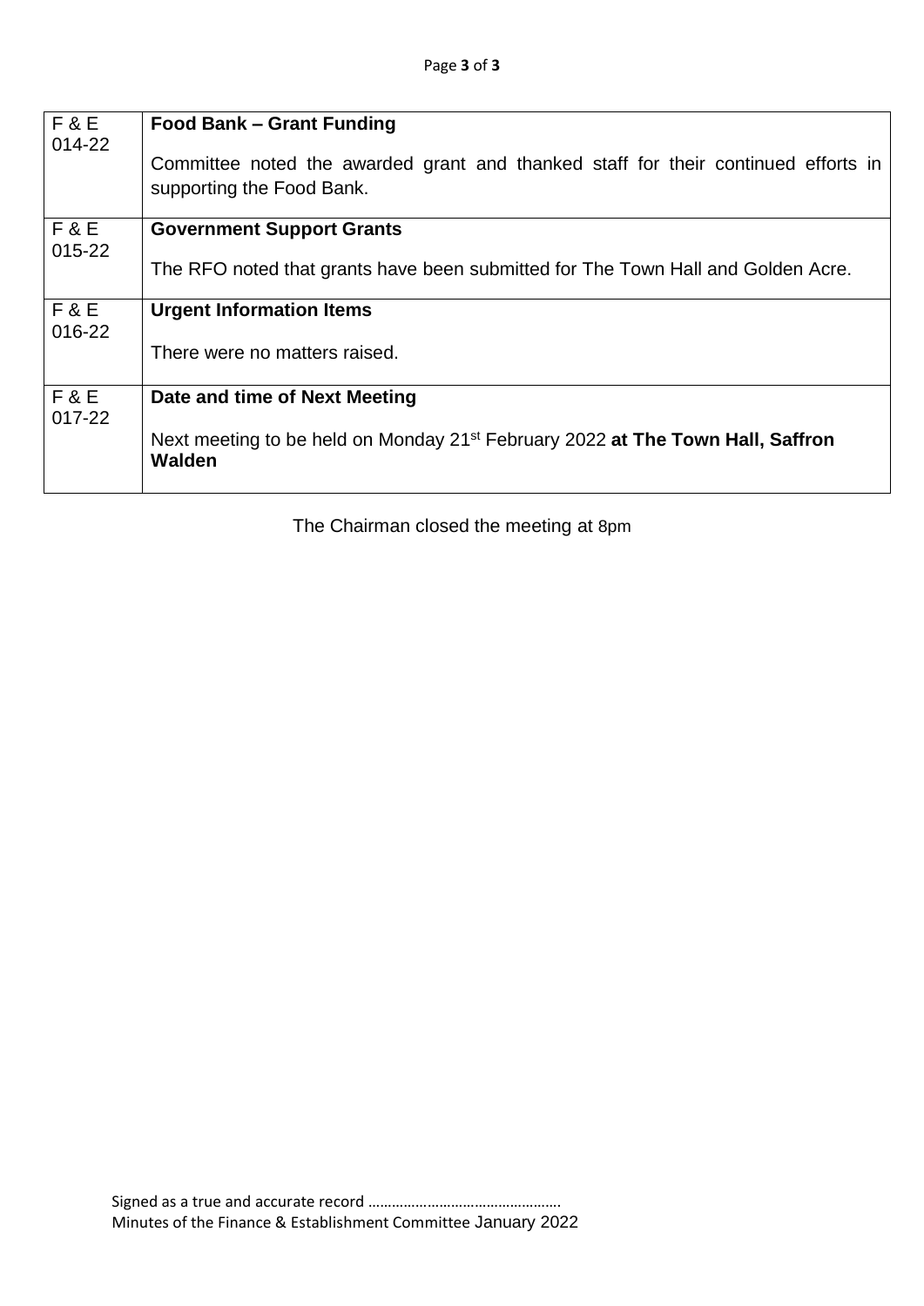| | |
|---|---|
| F & E 014-22 | **Food Bank – Grant Funding**<br><br>Committee noted the awarded grant and thanked staff for their continued efforts in supporting the Food Bank. |
| F & E 015-22 | **Government Support Grants**<br><br>The RFO noted that grants have been submitted for The Town Hall and Golden Acre. |
| F & E 016-22 | **Urgent Information Items**<br><br>There were no matters raised. |
| F & E 017-22 | **Date and time of Next Meeting**<br><br>Next meeting to be held on Monday 21st February 2022 **at The Town Hall, Saffron Walden** |

The Chairman closed the meeting at 8pm

Signed as a true and accurate record ………………………………………….

Minutes of the Finance & Establishment Committee January 2022